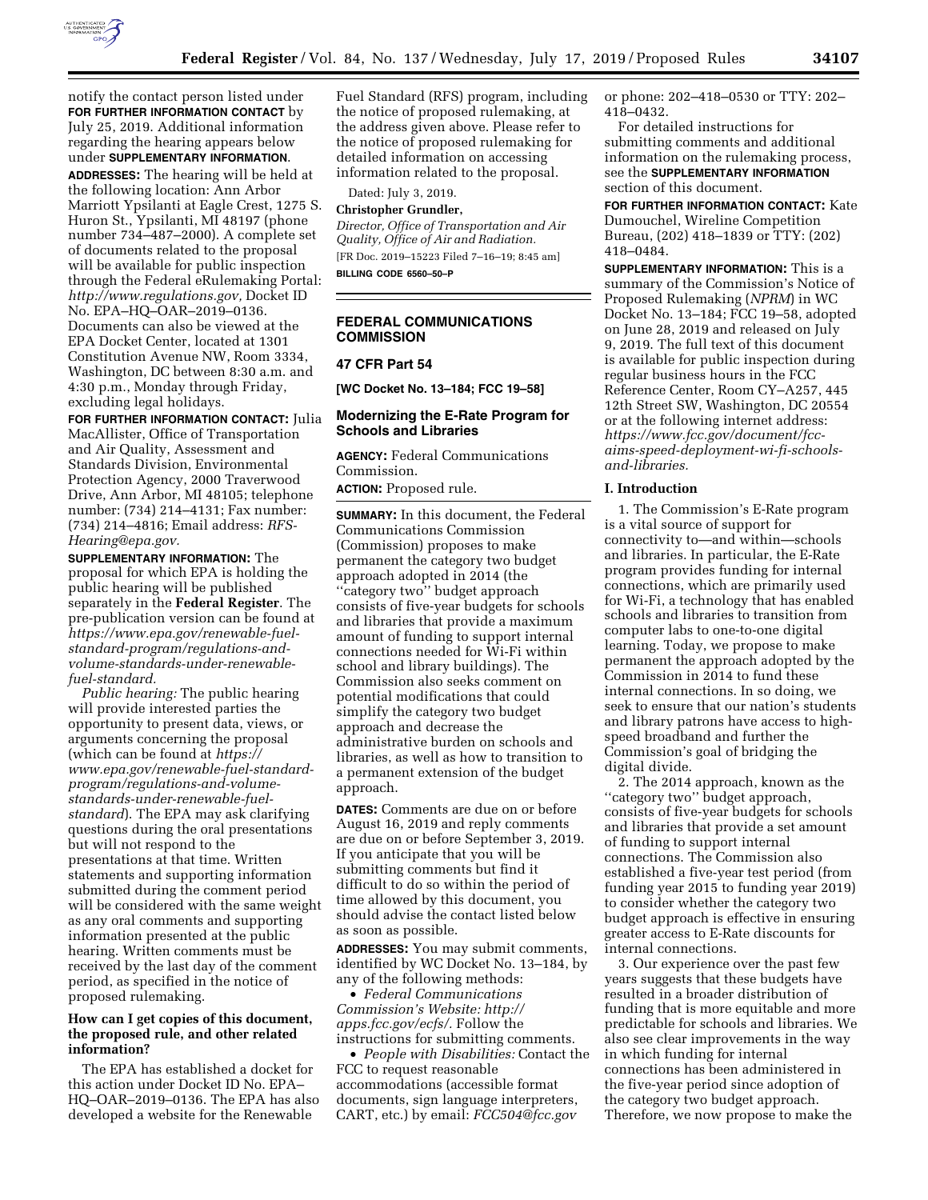notify the contact person listed under **FOR FURTHER INFORMATION CONTACT** by July 25, 2019. Additional information regarding the hearing appears below under **SUPPLEMENTARY INFORMATION**.

**ADDRESSES:** The hearing will be held at the following location: Ann Arbor Marriott Ypsilanti at Eagle Crest, 1275 S. Huron St., Ypsilanti, MI 48197 (phone number 734–487–2000). A complete set of documents related to the proposal will be available for public inspection through the Federal eRulemaking Portal: *http://www.regulations.gov,* Docket ID No. EPA–HQ–OAR–2019–0136. Documents can also be viewed at the EPA Docket Center, located at 1301 Constitution Avenue NW, Room 3334, Washington, DC between 8:30 a.m. and 4:30 p.m., Monday through Friday, excluding legal holidays.

**FOR FURTHER INFORMATION CONTACT:** Julia MacAllister, Office of Transportation and Air Quality, Assessment and Standards Division, Environmental Protection Agency, 2000 Traverwood Drive, Ann Arbor, MI 48105; telephone number: (734) 214–4131; Fax number: (734) 214–4816; Email address: *RFS-Hearing@epa.gov.*

**SUPPLEMENTARY INFORMATION:** The proposal for which EPA is holding the public hearing will be published separately in the **Federal Register**. The pre-publication version can be found at *https://www.epa.gov/renewable-fuel-standard-program/regulations-and-volume-standards-under-renewable-fuel-standard.*

*Public hearing:* The public hearing will provide interested parties the opportunity to present data, views, or arguments concerning the proposal (which can be found at *https://www.epa.gov/renewable-fuel-standard-program/regulations-and-volume-standards-under-renewable-fuel-standard*). The EPA may ask clarifying questions during the oral presentations but will not respond to the presentations at that time. Written statements and supporting information submitted during the comment period will be considered with the same weight as any oral comments and supporting information presented at the public hearing. Written comments must be received by the last day of the comment period, as specified in the notice of proposed rulemaking.

### How can I get copies of this document, the proposed rule, and other related information?

The EPA has established a docket for this action under Docket ID No. EPA–HQ–OAR–2019–0136. The EPA has also developed a website for the Renewable Fuel Standard (RFS) program, including the notice of proposed rulemaking, at the address given above. Please refer to the notice of proposed rulemaking for detailed information on accessing information related to the proposal.

Dated: July 3, 2019.

**Christopher Grundler,**

*Director, Office of Transportation and Air Quality, Office of Air and Radiation.*

[FR Doc. 2019–15223 Filed 7–16–19; 8:45 am]

**BILLING CODE 6560–50–P**

## FEDERAL COMMUNICATIONS COMMISSION

## 47 CFR Part 54

**[WC Docket No. 13–184; FCC 19–58]**

## Modernizing the E-Rate Program for Schools and Libraries

**AGENCY:** Federal Communications Commission.

**ACTION:** Proposed rule.

**SUMMARY:** In this document, the Federal Communications Commission (Commission) proposes to make permanent the category two budget approach adopted in 2014 (the ''category two'' budget approach consists of five-year budgets for schools and libraries that provide a maximum amount of funding to support internal connections needed for Wi-Fi within school and library buildings). The Commission also seeks comment on potential modifications that could simplify the category two budget approach and decrease the administrative burden on schools and libraries, as well as how to transition to a permanent extension of the budget approach.

**DATES:** Comments are due on or before August 16, 2019 and reply comments are due on or before September 3, 2019. If you anticipate that you will be submitting comments but find it difficult to do so within the period of time allowed by this document, you should advise the contact listed below as soon as possible.

**ADDRESSES:** You may submit comments, identified by WC Docket No. 13–184, by any of the following methods:

- *Federal Communications Commission's Website: http://apps.fcc.gov/ecfs/.* Follow the instructions for submitting comments.
- *People with Disabilities:* Contact the FCC to request reasonable accommodations (accessible format documents, sign language interpreters, CART, etc.) by email: *FCC504@fcc.gov* or phone: 202–418–0530 or TTY: 202–418–0432.

For detailed instructions for submitting comments and additional information on the rulemaking process, see the **SUPPLEMENTARY INFORMATION** section of this document.

**FOR FURTHER INFORMATION CONTACT:** Kate Dumouchel, Wireline Competition Bureau, (202) 418–1839 or TTY: (202) 418–0484.

**SUPPLEMENTARY INFORMATION:** This is a summary of the Commission's Notice of Proposed Rulemaking (*NPRM*) in WC Docket No. 13–184; FCC 19–58, adopted on June 28, 2019 and released on July 9, 2019. The full text of this document is available for public inspection during regular business hours in the FCC Reference Center, Room CY–A257, 445 12th Street SW, Washington, DC 20554 or at the following internet address: *https://www.fcc.gov/document/fcc-aims-speed-deployment-wi-fi-schools-and-libraries.*

### I. Introduction

1. The Commission's E-Rate program is a vital source of support for connectivity to—and within—schools and libraries. In particular, the E-Rate program provides funding for internal connections, which are primarily used for Wi-Fi, a technology that has enabled schools and libraries to transition from computer labs to one-to-one digital learning. Today, we propose to make permanent the approach adopted by the Commission in 2014 to fund these internal connections. In so doing, we seek to ensure that our nation's students and library patrons have access to high-speed broadband and further the Commission's goal of bridging the digital divide.

2. The 2014 approach, known as the ''category two'' budget approach, consists of five-year budgets for schools and libraries that provide a set amount of funding to support internal connections. The Commission also established a five-year test period (from funding year 2015 to funding year 2019) to consider whether the category two budget approach is effective in ensuring greater access to E-Rate discounts for internal connections.

3. Our experience over the past few years suggests that these budgets have resulted in a broader distribution of funding that is more equitable and more predictable for schools and libraries. We also see clear improvements in the way in which funding for internal connections has been administered in the five-year period since adoption of the category two budget approach. Therefore, we now propose to make the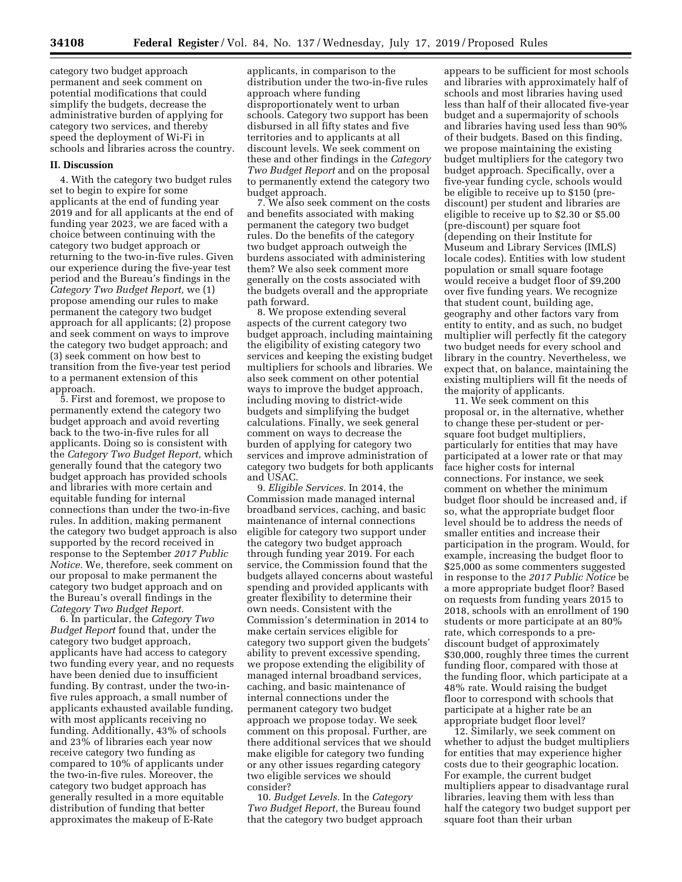category two budget approach permanent and seek comment on potential modifications that could simplify the budgets, decrease the administrative burden of applying for category two services, and thereby speed the deployment of Wi-Fi in schools and libraries across the country.

## II. Discussion

4. With the category two budget rules set to begin to expire for some applicants at the end of funding year 2019 and for all applicants at the end of funding year 2023, we are faced with a choice between continuing with the category two budget approach or returning to the two-in-five rules. Given our experience during the five-year test period and the Bureau's findings in the *Category Two Budget Report,* we (1) propose amending our rules to make permanent the category two budget approach for all applicants; (2) propose and seek comment on ways to improve the category two budget approach; and (3) seek comment on how best to transition from the five-year test period to a permanent extension of this approach.

5. First and foremost, we propose to permanently extend the category two budget approach and avoid reverting back to the two-in-five rules for all applicants. Doing so is consistent with the *Category Two Budget Report,* which generally found that the category two budget approach has provided schools and libraries with more certain and equitable funding for internal connections than under the two-in-five rules. In addition, making permanent the category two budget approach is also supported by the record received in response to the September *2017 Public Notice.* We, therefore, seek comment on our proposal to make permanent the category two budget approach and on the Bureau's overall findings in the *Category Two Budget Report.*

6. In particular, the *Category Two Budget Report* found that, under the category two budget approach, applicants have had access to category two funding every year, and no requests have been denied due to insufficient funding. By contrast, under the two-in-five rules approach, a small number of applicants exhausted available funding, with most applicants receiving no funding. Additionally, 43% of schools and 23% of libraries each year now receive category two funding as compared to 10% of applicants under the two-in-five rules. Moreover, the category two budget approach has generally resulted in a more equitable distribution of funding that better approximates the makeup of E-Rate applicants, in comparison to the distribution under the two-in-five rules approach where funding disproportionately went to urban schools. Category two support has been disbursed in all fifty states and five territories and to applicants at all discount levels. We seek comment on these and other findings in the *Category Two Budget Report* and on the proposal to permanently extend the category two budget approach.

7. We also seek comment on the costs and benefits associated with making permanent the category two budget rules. Do the benefits of the category two budget approach outweigh the burdens associated with administering them? We also seek comment more generally on the costs associated with the budgets overall and the appropriate path forward.

8. We propose extending several aspects of the current category two budget approach, including maintaining the eligibility of existing category two services and keeping the existing budget multipliers for schools and libraries. We also seek comment on other potential ways to improve the budget approach, including moving to district-wide budgets and simplifying the budget calculations. Finally, we seek general comment on ways to decrease the burden of applying for category two services and improve administration of category two budgets for both applicants and USAC.

9. *Eligible Services.* In 2014, the Commission made managed internal broadband services, caching, and basic maintenance of internal connections eligible for category two support under the category two budget approach through funding year 2019. For each service, the Commission found that the budgets allayed concerns about wasteful spending and provided applicants with greater flexibility to determine their own needs. Consistent with the Commission's determination in 2014 to make certain services eligible for category two support given the budgets' ability to prevent excessive spending, we propose extending the eligibility of managed internal broadband services, caching, and basic maintenance of internal connections under the permanent category two budget approach we propose today. We seek comment on this proposal. Further, are there additional services that we should make eligible for category two funding or any other issues regarding category two eligible services we should consider?

10. *Budget Levels.* In the *Category Two Budget Report,* the Bureau found that the category two budget approach appears to be sufficient for most schools and libraries with approximately half of schools and most libraries having used less than half of their allocated five-year budget and a supermajority of schools and libraries having used less than 90% of their budgets. Based on this finding, we propose maintaining the existing budget multipliers for the category two budget approach. Specifically, over a five-year funding cycle, schools would be eligible to receive up to $150 (pre-discount) per student and libraries are eligible to receive up to $2.30 or $5.00 (pre-discount) per square foot (depending on their Institute for Museum and Library Services (IMLS) locale codes). Entities with low student population or small square footage would receive a budget floor of $9,200 over five funding years. We recognize that student count, building age, geography and other factors vary from entity to entity, and as such, no budget multiplier will perfectly fit the category two budget needs for every school and library in the country. Nevertheless, we expect that, on balance, maintaining the existing multipliers will fit the needs of the majority of applicants.

11. We seek comment on this proposal or, in the alternative, whether to change these per-student or per-square foot budget multipliers, particularly for entities that may have participated at a lower rate or that may face higher costs for internal connections. For instance, we seek comment on whether the minimum budget floor should be increased and, if so, what the appropriate budget floor level should be to address the needs of smaller entities and increase their participation in the program. Would, for example, increasing the budget floor to $25,000 as some commenters suggested in response to the *2017 Public Notice* be a more appropriate budget floor? Based on requests from funding years 2015 to 2018, schools with an enrollment of 190 students or more participate at an 80% rate, which corresponds to a pre-discount budget of approximately $30,000, roughly three times the current funding floor, compared with those at the funding floor, which participate at a 48% rate. Would raising the budget floor to correspond with schools that participate at a higher rate be an appropriate budget floor level?

12. Similarly, we seek comment on whether to adjust the budget multipliers for entities that may experience higher costs due to their geographic location. For example, the current budget multipliers appear to disadvantage rural libraries, leaving them with less than half the category two budget support per square foot than their urban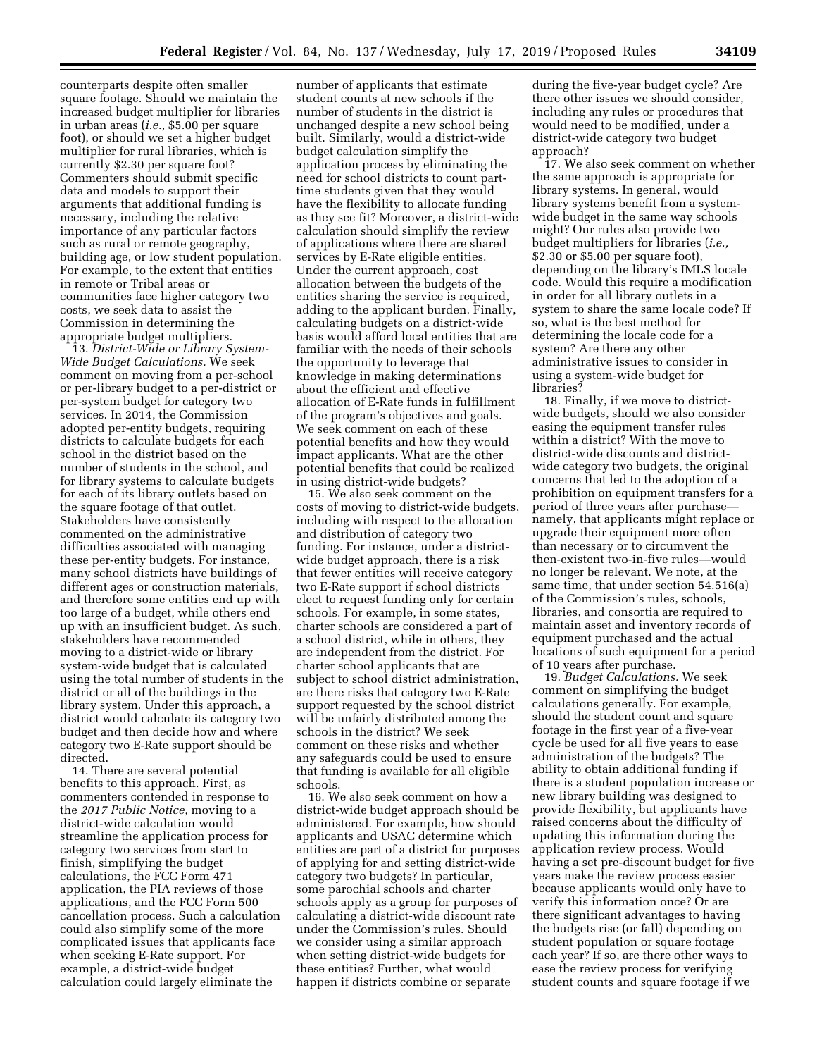counterparts despite often smaller square footage. Should we maintain the increased budget multiplier for libraries in urban areas (*i.e.,* $5.00 per square foot), or should we set a higher budget multiplier for rural libraries, which is currently $2.30 per square foot? Commenters should submit specific data and models to support their arguments that additional funding is necessary, including the relative importance of any particular factors such as rural or remote geography, building age, or low student population. For example, to the extent that entities in remote or Tribal areas or communities face higher category two costs, we seek data to assist the Commission in determining the appropriate budget multipliers.

13. *District-Wide or Library System-Wide Budget Calculations.* We seek comment on moving from a per-school or per-library budget to a per-district or per-system budget for category two services. In 2014, the Commission adopted per-entity budgets, requiring districts to calculate budgets for each school in the district based on the number of students in the school, and for library systems to calculate budgets for each of its library outlets based on the square footage of that outlet. Stakeholders have consistently commented on the administrative difficulties associated with managing these per-entity budgets. For instance, many school districts have buildings of different ages or construction materials, and therefore some entities end up with too large of a budget, while others end up with an insufficient budget. As such, stakeholders have recommended moving to a district-wide or library system-wide budget that is calculated using the total number of students in the district or all of the buildings in the library system. Under this approach, a district would calculate its category two budget and then decide how and where category two E-Rate support should be directed.

14. There are several potential benefits to this approach. First, as commenters contended in response to the *2017 Public Notice,* moving to a district-wide calculation would streamline the application process for category two services from start to finish, simplifying the budget calculations, the FCC Form 471 application, the PIA reviews of those applications, and the FCC Form 500 cancellation process. Such a calculation could also simplify some of the more complicated issues that applicants face when seeking E-Rate support. For example, a district-wide budget calculation could largely eliminate the number of applicants that estimate student counts at new schools if the number of students in the district is unchanged despite a new school being built. Similarly, would a district-wide budget calculation simplify the application process by eliminating the need for school districts to count part-time students given that they would have the flexibility to allocate funding as they see fit? Moreover, a district-wide calculation should simplify the review of applications where there are shared services by E-Rate eligible entities. Under the current approach, cost allocation between the budgets of the entities sharing the service is required, adding to the applicant burden. Finally, calculating budgets on a district-wide basis would afford local entities that are familiar with the needs of their schools the opportunity to leverage that knowledge in making determinations about the efficient and effective allocation of E-Rate funds in fulfillment of the program's objectives and goals. We seek comment on each of these potential benefits and how they would impact applicants. What are the other potential benefits that could be realized in using district-wide budgets?

15. We also seek comment on the costs of moving to district-wide budgets, including with respect to the allocation and distribution of category two funding. For instance, under a district-wide budget approach, there is a risk that fewer entities will receive category two E-Rate support if school districts elect to request funding only for certain schools. For example, in some states, charter schools are considered a part of a school district, while in others, they are independent from the district. For charter school applicants that are subject to school district administration, are there risks that category two E-Rate support requested by the school district will be unfairly distributed among the schools in the district? We seek comment on these risks and whether any safeguards could be used to ensure that funding is available for all eligible schools.

16. We also seek comment on how a district-wide budget approach should be administered. For example, how should applicants and USAC determine which entities are part of a district for purposes of applying for and setting district-wide category two budgets? In particular, some parochial schools and charter schools apply as a group for purposes of calculating a district-wide discount rate under the Commission's rules. Should we consider using a similar approach when setting district-wide budgets for these entities? Further, what would happen if districts combine or separate during the five-year budget cycle? Are there other issues we should consider, including any rules or procedures that would need to be modified, under a district-wide category two budget approach?

17. We also seek comment on whether the same approach is appropriate for library systems. In general, would library systems benefit from a system-wide budget in the same way schools might? Our rules also provide two budget multipliers for libraries (*i.e.,* $2.30 or $5.00 per square foot), depending on the library's IMLS locale code. Would this require a modification in order for all library outlets in a system to share the same locale code? If so, what is the best method for determining the locale code for a system? Are there any other administrative issues to consider in using a system-wide budget for libraries?

18. Finally, if we move to district-wide budgets, should we also consider easing the equipment transfer rules within a district? With the move to district-wide discounts and district-wide category two budgets, the original concerns that led to the adoption of a prohibition on equipment transfers for a period of three years after purchase—namely, that applicants might replace or upgrade their equipment more often than necessary or to circumvent the then-existent two-in-five rules—would no longer be relevant. We note, at the same time, that under section 54.516(a) of the Commission's rules, schools, libraries, and consortia are required to maintain asset and inventory records of equipment purchased and the actual locations of such equipment for a period of 10 years after purchase.

19. *Budget Calculations.* We seek comment on simplifying the budget calculations generally. For example, should the student count and square footage in the first year of a five-year cycle be used for all five years to ease administration of the budgets? The ability to obtain additional funding if there is a student population increase or new library building was designed to provide flexibility, but applicants have raised concerns about the difficulty of updating this information during the application review process. Would having a set pre-discount budget for five years make the review process easier because applicants would only have to verify this information once? Or are there significant advantages to having the budgets rise (or fall) depending on student population or square footage each year? If so, are there other ways to ease the review process for verifying student counts and square footage if we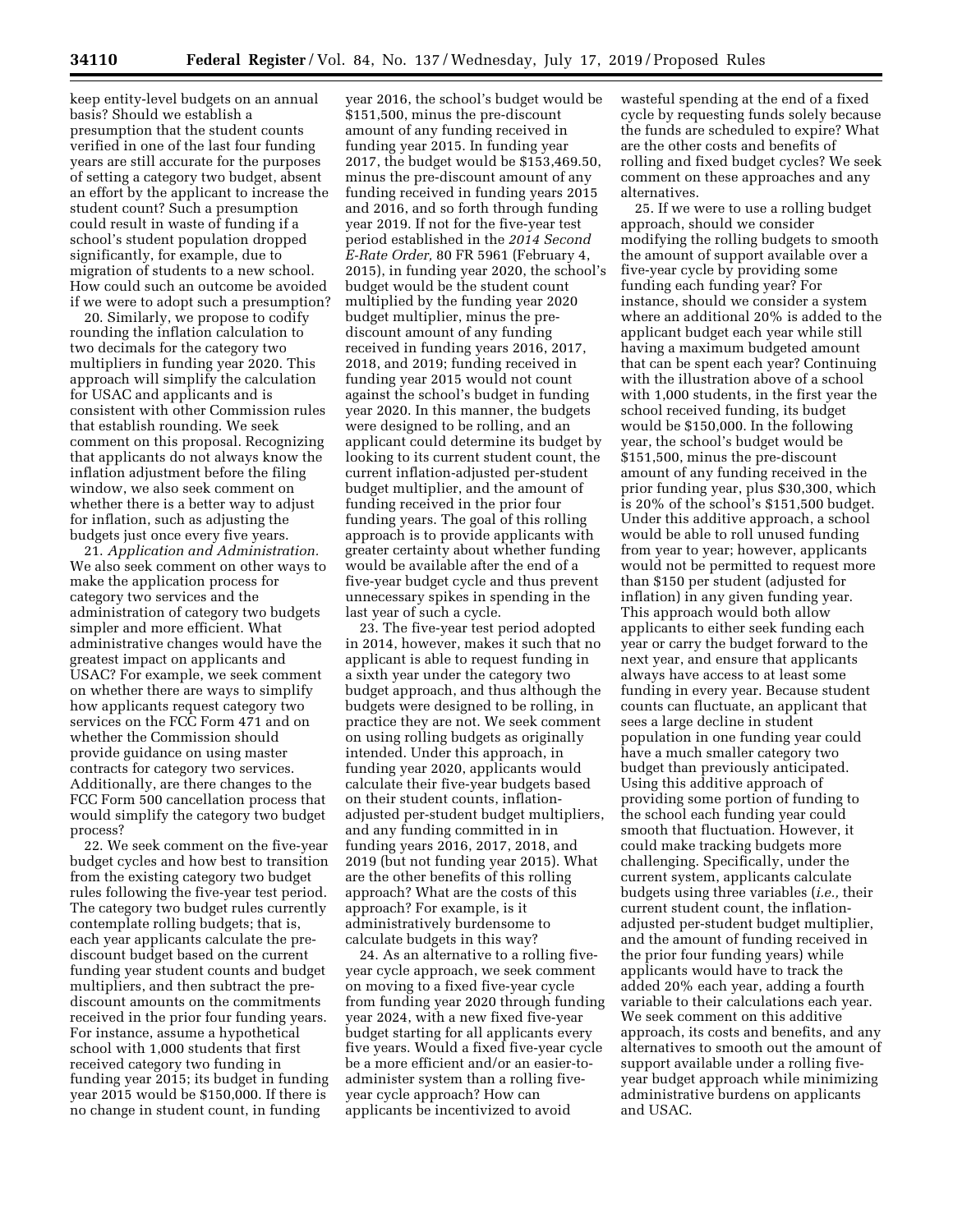keep entity-level budgets on an annual basis? Should we establish a presumption that the student counts verified in one of the last four funding years are still accurate for the purposes of setting a category two budget, absent an effort by the applicant to increase the student count? Such a presumption could result in waste of funding if a school's student population dropped significantly, for example, due to migration of students to a new school. How could such an outcome be avoided if we were to adopt such a presumption?

20. Similarly, we propose to codify rounding the inflation calculation to two decimals for the category two multipliers in funding year 2020. This approach will simplify the calculation for USAC and applicants and is consistent with other Commission rules that establish rounding. We seek comment on this proposal. Recognizing that applicants do not always know the inflation adjustment before the filing window, we also seek comment on whether there is a better way to adjust for inflation, such as adjusting the budgets just once every five years.

21. *Application and Administration.* We also seek comment on other ways to make the application process for category two services and the administration of category two budgets simpler and more efficient. What administrative changes would have the greatest impact on applicants and USAC? For example, we seek comment on whether there are ways to simplify how applicants request category two services on the FCC Form 471 and on whether the Commission should provide guidance on using master contracts for category two services. Additionally, are there changes to the FCC Form 500 cancellation process that would simplify the category two budget process?

22. We seek comment on the five-year budget cycles and how best to transition from the existing category two budget rules following the five-year test period. The category two budget rules currently contemplate rolling budgets; that is, each year applicants calculate the pre-discount budget based on the current funding year student counts and budget multipliers, and then subtract the pre-discount amounts on the commitments received in the prior four funding years. For instance, assume a hypothetical school with 1,000 students that first received category two funding in funding year 2015; its budget in funding year 2015 would be $150,000. If there is no change in student count, in funding year 2016, the school's budget would be $151,500, minus the pre-discount amount of any funding received in funding year 2015. In funding year 2017, the budget would be $153,469.50, minus the pre-discount amount of any funding received in funding years 2015 and 2016, and so forth through funding year 2019. If not for the five-year test period established in the *2014 Second E-Rate Order,* 80 FR 5961 (February 4, 2015), in funding year 2020, the school's budget would be the student count multiplied by the funding year 2020 budget multiplier, minus the pre-discount amount of any funding received in funding years 2016, 2017, 2018, and 2019; funding received in funding year 2015 would not count against the school's budget in funding year 2020. In this manner, the budgets were designed to be rolling, and an applicant could determine its budget by looking to its current student count, the current inflation-adjusted per-student budget multiplier, and the amount of funding received in the prior four funding years. The goal of this rolling approach is to provide applicants with greater certainty about whether funding would be available after the end of a five-year budget cycle and thus prevent unnecessary spikes in spending in the last year of such a cycle.

23. The five-year test period adopted in 2014, however, makes it such that no applicant is able to request funding in a sixth year under the category two budget approach, and thus although the budgets were designed to be rolling, in practice they are not. We seek comment on using rolling budgets as originally intended. Under this approach, in funding year 2020, applicants would calculate their five-year budgets based on their student counts, inflation-adjusted per-student budget multipliers, and any funding committed in in funding years 2016, 2017, 2018, and 2019 (but not funding year 2015). What are the other benefits of this rolling approach? What are the costs of this approach? For example, is it administratively burdensome to calculate budgets in this way?

24. As an alternative to a rolling five-year cycle approach, we seek comment on moving to a fixed five-year cycle from funding year 2020 through funding year 2024, with a new fixed five-year budget starting for all applicants every five years. Would a fixed five-year cycle be a more efficient and/or an easier-to-administer system than a rolling five-year cycle approach? How can applicants be incentivized to avoid wasteful spending at the end of a fixed cycle by requesting funds solely because the funds are scheduled to expire? What are the other costs and benefits of rolling and fixed budget cycles? We seek comment on these approaches and any alternatives.

25. If we were to use a rolling budget approach, should we consider modifying the rolling budgets to smooth the amount of support available over a five-year cycle by providing some funding each funding year? For instance, should we consider a system where an additional 20% is added to the applicant budget each year while still having a maximum budgeted amount that can be spent each year? Continuing with the illustration above of a school with 1,000 students, in the first year the school received funding, its budget would be $150,000. In the following year, the school's budget would be $151,500, minus the pre-discount amount of any funding received in the prior funding year, plus $30,300, which is 20% of the school's $151,500 budget. Under this additive approach, a school would be able to roll unused funding from year to year; however, applicants would not be permitted to request more than $150 per student (adjusted for inflation) in any given funding year. This approach would both allow applicants to either seek funding each year or carry the budget forward to the next year, and ensure that applicants always have access to at least some funding in every year. Because student counts can fluctuate, an applicant that sees a large decline in student population in one funding year could have a much smaller category two budget than previously anticipated. Using this additive approach of providing some portion of funding to the school each funding year could smooth that fluctuation. However, it could make tracking budgets more challenging. Specifically, under the current system, applicants calculate budgets using three variables (*i.e.,* their current student count, the inflation-adjusted per-student budget multiplier, and the amount of funding received in the prior four funding years) while applicants would have to track the added 20% each year, adding a fourth variable to their calculations each year. We seek comment on this additive approach, its costs and benefits, and any alternatives to smooth out the amount of support available under a rolling five-year budget approach while minimizing administrative burdens on applicants and USAC.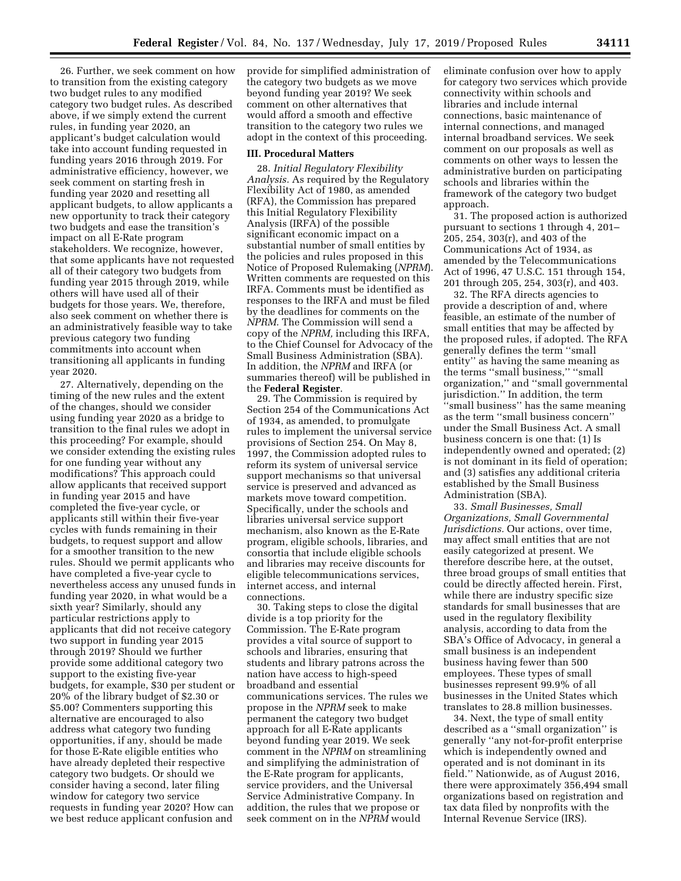26. Further, we seek comment on how to transition from the existing category two budget rules to any modified category two budget rules. As described above, if we simply extend the current rules, in funding year 2020, an applicant's budget calculation would take into account funding requested in funding years 2016 through 2019. For administrative efficiency, however, we seek comment on starting fresh in funding year 2020 and resetting all applicant budgets, to allow applicants a new opportunity to track their category two budgets and ease the transition's impact on all E-Rate program stakeholders. We recognize, however, that some applicants have not requested all of their category two budgets from funding year 2015 through 2019, while others will have used all of their budgets for those years. We, therefore, also seek comment on whether there is an administratively feasible way to take previous category two funding commitments into account when transitioning all applicants in funding year 2020.

27. Alternatively, depending on the timing of the new rules and the extent of the changes, should we consider using funding year 2020 as a bridge to transition to the final rules we adopt in this proceeding? For example, should we consider extending the existing rules for one funding year without any modifications? This approach could allow applicants that received support in funding year 2015 and have completed the five-year cycle, or applicants still within their five-year cycles with funds remaining in their budgets, to request support and allow for a smoother transition to the new rules. Should we permit applicants who have completed a five-year cycle to nevertheless access any unused funds in funding year 2020, in what would be a sixth year? Similarly, should any particular restrictions apply to applicants that did not receive category two support in funding year 2015 through 2019? Should we further provide some additional category two support to the existing five-year budgets, for example, $30 per student or 20% of the library budget of $2.30 or $5.00? Commenters supporting this alternative are encouraged to also address what category two funding opportunities, if any, should be made for those E-Rate eligible entities who have already depleted their respective category two budgets. Or should we consider having a second, later filing window for category two service requests in funding year 2020? How can we best reduce applicant confusion and provide for simplified administration of the category two budgets as we move beyond funding year 2019? We seek comment on other alternatives that would afford a smooth and effective transition to the category two rules we adopt in the context of this proceeding.

## III. Procedural Matters

28. *Initial Regulatory Flexibility Analysis.* As required by the Regulatory Flexibility Act of 1980, as amended (RFA), the Commission has prepared this Initial Regulatory Flexibility Analysis (IRFA) of the possible significant economic impact on a substantial number of small entities by the policies and rules proposed in this Notice of Proposed Rulemaking (*NPRM*). Written comments are requested on this IRFA. Comments must be identified as responses to the IRFA and must be filed by the deadlines for comments on the *NPRM.* The Commission will send a copy of the *NPRM,* including this IRFA, to the Chief Counsel for Advocacy of the Small Business Administration (SBA). In addition, the *NPRM* and IRFA (or summaries thereof) will be published in the **Federal Register**.

29. The Commission is required by Section 254 of the Communications Act of 1934, as amended, to promulgate rules to implement the universal service provisions of Section 254. On May 8, 1997, the Commission adopted rules to reform its system of universal service support mechanisms so that universal service is preserved and advanced as markets move toward competition. Specifically, under the schools and libraries universal service support mechanism, also known as the E-Rate program, eligible schools, libraries, and consortia that include eligible schools and libraries may receive discounts for eligible telecommunications services, internet access, and internal connections.

30. Taking steps to close the digital divide is a top priority for the Commission. The E-Rate program provides a vital source of support to schools and libraries, ensuring that students and library patrons across the nation have access to high-speed broadband and essential communications services. The rules we propose in the *NPRM* seek to make permanent the category two budget approach for all E-Rate applicants beyond funding year 2019. We seek comment in the *NPRM* on streamlining and simplifying the administration of the E-Rate program for applicants, service providers, and the Universal Service Administrative Company. In addition, the rules that we propose or seek comment on in the *NPRM* would eliminate confusion over how to apply for category two services which provide connectivity within schools and libraries and include internal connections, basic maintenance of internal connections, and managed internal broadband services. We seek comment on our proposals as well as comments on other ways to lessen the administrative burden on participating schools and libraries within the framework of the category two budget approach.

31. The proposed action is authorized pursuant to sections 1 through 4, 201–205, 254, 303(r), and 403 of the Communications Act of 1934, as amended by the Telecommunications Act of 1996, 47 U.S.C. 151 through 154, 201 through 205, 254, 303(r), and 403.

32. The RFA directs agencies to provide a description of and, where feasible, an estimate of the number of small entities that may be affected by the proposed rules, if adopted. The RFA generally defines the term "small entity" as having the same meaning as the terms "small business," "small organization," and "small governmental jurisdiction." In addition, the term "small business" has the same meaning as the term "small business concern" under the Small Business Act. A small business concern is one that: (1) Is independently owned and operated; (2) is not dominant in its field of operation; and (3) satisfies any additional criteria established by the Small Business Administration (SBA).

33. *Small Businesses, Small Organizations, Small Governmental Jurisdictions.* Our actions, over time, may affect small entities that are not easily categorized at present. We therefore describe here, at the outset, three broad groups of small entities that could be directly affected herein. First, while there are industry specific size standards for small businesses that are used in the regulatory flexibility analysis, according to data from the SBA's Office of Advocacy, in general a small business is an independent business having fewer than 500 employees. These types of small businesses represent 99.9% of all businesses in the United States which translates to 28.8 million businesses.

34. Next, the type of small entity described as a "small organization" is generally "any not-for-profit enterprise which is independently owned and operated and is not dominant in its field." Nationwide, as of August 2016, there were approximately 356,494 small organizations based on registration and tax data filed by nonprofits with the Internal Revenue Service (IRS).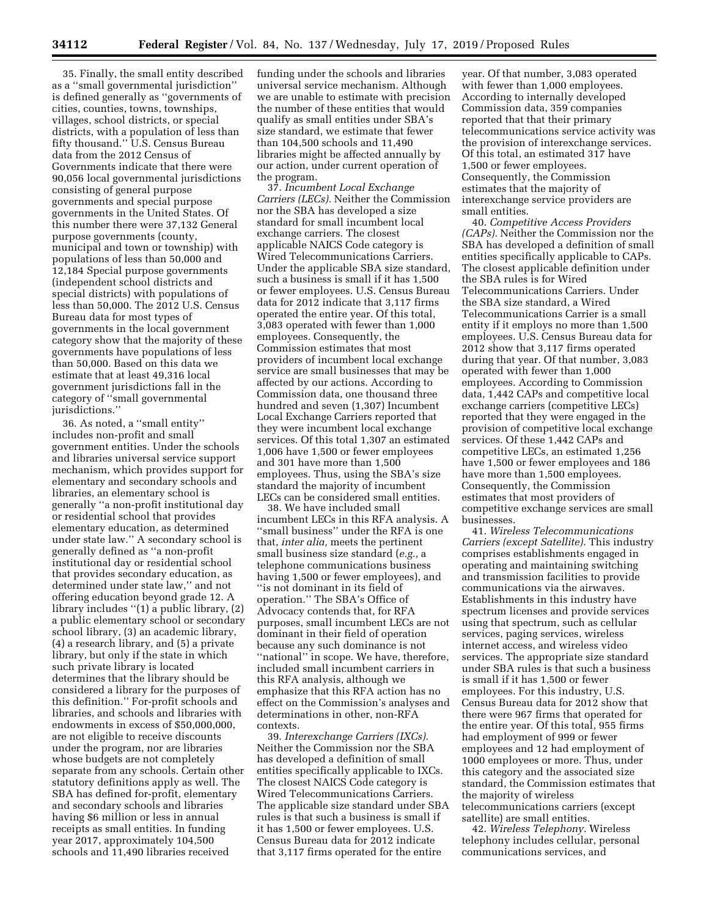35. Finally, the small entity described as a ''small governmental jurisdiction'' is defined generally as ''governments of cities, counties, towns, townships, villages, school districts, or special districts, with a population of less than fifty thousand.'' U.S. Census Bureau data from the 2012 Census of Governments indicate that there were 90,056 local governmental jurisdictions consisting of general purpose governments and special purpose governments in the United States. Of this number there were 37,132 General purpose governments (county, municipal and town or township) with populations of less than 50,000 and 12,184 Special purpose governments (independent school districts and special districts) with populations of less than 50,000. The 2012 U.S. Census Bureau data for most types of governments in the local government category show that the majority of these governments have populations of less than 50,000. Based on this data we estimate that at least 49,316 local government jurisdictions fall in the category of ''small governmental jurisdictions.''

36. As noted, a ''small entity'' includes non-profit and small government entities. Under the schools and libraries universal service support mechanism, which provides support for elementary and secondary schools and libraries, an elementary school is generally ''a non-profit institutional day or residential school that provides elementary education, as determined under state law.'' A secondary school is generally defined as ''a non-profit institutional day or residential school that provides secondary education, as determined under state law,'' and not offering education beyond grade 12. A library includes ''(1) a public library, (2) a public elementary school or secondary school library, (3) an academic library, (4) a research library, and (5) a private library, but only if the state in which such private library is located determines that the library should be considered a library for the purposes of this definition.'' For-profit schools and libraries, and schools and libraries with endowments in excess of $50,000,000, are not eligible to receive discounts under the program, nor are libraries whose budgets are not completely separate from any schools. Certain other statutory definitions apply as well. The SBA has defined for-profit, elementary and secondary schools and libraries having $6 million or less in annual receipts as small entities. In funding year 2017, approximately 104,500 schools and 11,490 libraries received funding under the schools and libraries universal service mechanism. Although we are unable to estimate with precision the number of these entities that would qualify as small entities under SBA's size standard, we estimate that fewer than 104,500 schools and 11,490 libraries might be affected annually by our action, under current operation of the program.

37. *Incumbent Local Exchange Carriers (LECs).* Neither the Commission nor the SBA has developed a size standard for small incumbent local exchange carriers. The closest applicable NAICS Code category is Wired Telecommunications Carriers. Under the applicable SBA size standard, such a business is small if it has 1,500 or fewer employees. U.S. Census Bureau data for 2012 indicate that 3,117 firms operated the entire year. Of this total, 3,083 operated with fewer than 1,000 employees. Consequently, the Commission estimates that most providers of incumbent local exchange service are small businesses that may be affected by our actions. According to Commission data, one thousand three hundred and seven (1,307) Incumbent Local Exchange Carriers reported that they were incumbent local exchange services. Of this total 1,307 an estimated 1,006 have 1,500 or fewer employees and 301 have more than 1,500 employees. Thus, using the SBA's size standard the majority of incumbent LECs can be considered small entities.

38. We have included small incumbent LECs in this RFA analysis. A ''small business'' under the RFA is one that, *inter alia,* meets the pertinent small business size standard (*e.g.,* a telephone communications business having 1,500 or fewer employees), and ''is not dominant in its field of operation.'' The SBA's Office of Advocacy contends that, for RFA purposes, small incumbent LECs are not dominant in their field of operation because any such dominance is not ''national'' in scope. We have, therefore, included small incumbent carriers in this RFA analysis, although we emphasize that this RFA action has no effect on the Commission's analyses and determinations in other, non-RFA contexts.

39. *Interexchange Carriers (IXCs).* Neither the Commission nor the SBA has developed a definition of small entities specifically applicable to IXCs. The closest NAICS Code category is Wired Telecommunications Carriers. The applicable size standard under SBA rules is that such a business is small if it has 1,500 or fewer employees. U.S. Census Bureau data for 2012 indicate that 3,117 firms operated for the entire year. Of that number, 3,083 operated with fewer than 1,000 employees. According to internally developed Commission data, 359 companies reported that that their primary telecommunications service activity was the provision of interexchange services. Of this total, an estimated 317 have 1,500 or fewer employees. Consequently, the Commission estimates that the majority of interexchange service providers are small entities.

40. *Competitive Access Providers (CAPs).* Neither the Commission nor the SBA has developed a definition of small entities specifically applicable to CAPs. The closest applicable definition under the SBA rules is for Wired Telecommunications Carriers. Under the SBA size standard, a Wired Telecommunications Carrier is a small entity if it employs no more than 1,500 employees. U.S. Census Bureau data for 2012 show that 3,117 firms operated during that year. Of that number, 3,083 operated with fewer than 1,000 employees. According to Commission data, 1,442 CAPs and competitive local exchange carriers (competitive LECs) reported that they were engaged in the provision of competitive local exchange services. Of these 1,442 CAPs and competitive LECs, an estimated 1,256 have 1,500 or fewer employees and 186 have more than 1,500 employees. Consequently, the Commission estimates that most providers of competitive exchange services are small businesses.

41. *Wireless Telecommunications Carriers (except Satellite).* This industry comprises establishments engaged in operating and maintaining switching and transmission facilities to provide communications via the airwaves. Establishments in this industry have spectrum licenses and provide services using that spectrum, such as cellular services, paging services, wireless internet access, and wireless video services. The appropriate size standard under SBA rules is that such a business is small if it has 1,500 or fewer employees. For this industry, U.S. Census Bureau data for 2012 show that there were 967 firms that operated for the entire year. Of this total, 955 firms had employment of 999 or fewer employees and 12 had employment of 1000 employees or more. Thus, under this category and the associated size standard, the Commission estimates that the majority of wireless telecommunications carriers (except satellite) are small entities.

42. *Wireless Telephony.* Wireless telephony includes cellular, personal communications services, and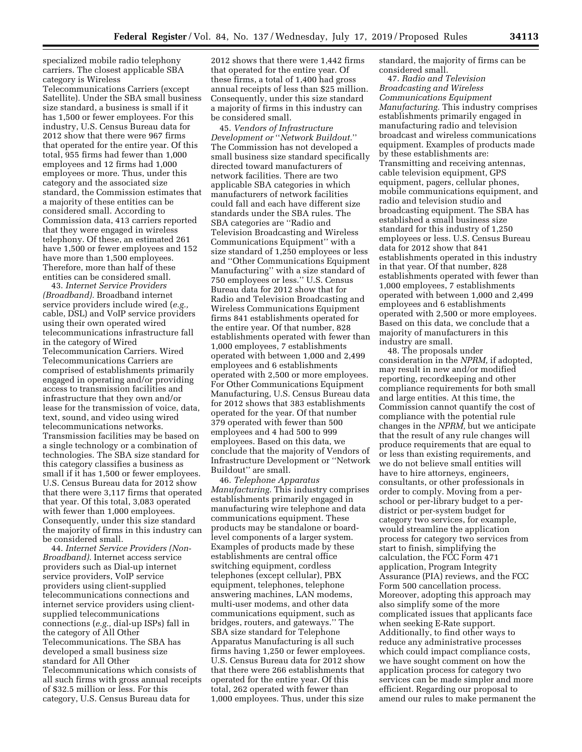specialized mobile radio telephony carriers. The closest applicable SBA category is Wireless Telecommunications Carriers (except Satellite). Under the SBA small business size standard, a business is small if it has 1,500 or fewer employees. For this industry, U.S. Census Bureau data for 2012 show that there were 967 firms that operated for the entire year. Of this total, 955 firms had fewer than 1,000 employees and 12 firms had 1,000 employees or more. Thus, under this category and the associated size standard, the Commission estimates that a majority of these entities can be considered small. According to Commission data, 413 carriers reported that they were engaged in wireless telephony. Of these, an estimated 261 have 1,500 or fewer employees and 152 have more than 1,500 employees. Therefore, more than half of these entities can be considered small.

43. *Internet Service Providers (Broadband).* Broadband internet service providers include wired (*e.g.,* cable, DSL) and VoIP service providers using their own operated wired telecommunications infrastructure fall in the category of Wired Telecommunication Carriers. Wired Telecommunications Carriers are comprised of establishments primarily engaged in operating and/or providing access to transmission facilities and infrastructure that they own and/or lease for the transmission of voice, data, text, sound, and video using wired telecommunications networks. Transmission facilities may be based on a single technology or a combination of technologies. The SBA size standard for this category classifies a business as small if it has 1,500 or fewer employees. U.S. Census Bureau data for 2012 show that there were 3,117 firms that operated that year. Of this total, 3,083 operated with fewer than 1,000 employees. Consequently, under this size standard the majority of firms in this industry can be considered small.

44. *Internet Service Providers (Non-Broadband).* Internet access service providers such as Dial-up internet service providers, VoIP service providers using client-supplied telecommunications connections and internet service providers using client-supplied telecommunications connections (*e.g.,* dial-up ISPs) fall in the category of All Other Telecommunications. The SBA has developed a small business size standard for All Other Telecommunications which consists of all such firms with gross annual receipts of $32.5 million or less. For this category, U.S. Census Bureau data for 2012 shows that there were 1,442 firms that operated for the entire year. Of these firms, a total of 1,400 had gross annual receipts of less than $25 million. Consequently, under this size standard a majority of firms in this industry can be considered small.

45. *Vendors of Infrastructure Development or "Network Buildout."* The Commission has not developed a small business size standard specifically directed toward manufacturers of network facilities. There are two applicable SBA categories in which manufacturers of network facilities could fall and each have different size standards under the SBA rules. The SBA categories are "Radio and Television Broadcasting and Wireless Communications Equipment" with a size standard of 1,250 employees or less and "Other Communications Equipment Manufacturing" with a size standard of 750 employees or less." U.S. Census Bureau data for 2012 show that for Radio and Television Broadcasting and Wireless Communications Equipment firms 841 establishments operated for the entire year. Of that number, 828 establishments operated with fewer than 1,000 employees, 7 establishments operated with between 1,000 and 2,499 employees and 6 establishments operated with 2,500 or more employees. For Other Communications Equipment Manufacturing, U.S. Census Bureau data for 2012 shows that 383 establishments operated for the year. Of that number 379 operated with fewer than 500 employees and 4 had 500 to 999 employees. Based on this data, we conclude that the majority of Vendors of Infrastructure Development or "Network Buildout" are small.

46. *Telephone Apparatus Manufacturing.* This industry comprises establishments primarily engaged in manufacturing wire telephone and data communications equipment. These products may be standalone or board-level components of a larger system. Examples of products made by these establishments are central office switching equipment, cordless telephones (except cellular), PBX equipment, telephones, telephone answering machines, LAN modems, multi-user modems, and other data communications equipment, such as bridges, routers, and gateways." The SBA size standard for Telephone Apparatus Manufacturing is all such firms having 1,250 or fewer employees. U.S. Census Bureau data for 2012 show that there were 266 establishments that operated for the entire year. Of this total, 262 operated with fewer than 1,000 employees. Thus, under this size standard, the majority of firms can be considered small.

47. *Radio and Television Broadcasting and Wireless Communications Equipment Manufacturing.* This industry comprises establishments primarily engaged in manufacturing radio and television broadcast and wireless communications equipment. Examples of products made by these establishments are: Transmitting and receiving antennas, cable television equipment, GPS equipment, pagers, cellular phones, mobile communications equipment, and radio and television studio and broadcasting equipment. The SBA has established a small business size standard for this industry of 1,250 employees or less. U.S. Census Bureau data for 2012 show that 841 establishments operated in this industry in that year. Of that number, 828 establishments operated with fewer than 1,000 employees, 7 establishments operated with between 1,000 and 2,499 employees and 6 establishments operated with 2,500 or more employees. Based on this data, we conclude that a majority of manufacturers in this industry are small.

48. The proposals under consideration in the *NPRM,* if adopted, may result in new and/or modified reporting, recordkeeping and other compliance requirements for both small and large entities. At this time, the Commission cannot quantify the cost of compliance with the potential rule changes in the *NPRM,* but we anticipate that the result of any rule changes will produce requirements that are equal to or less than existing requirements, and we do not believe small entities will have to hire attorneys, engineers, consultants, or other professionals in order to comply. Moving from a per-school or per-library budget to a per-district or per-system budget for category two services, for example, would streamline the application process for category two services from start to finish, simplifying the calculation, the FCC Form 471 application, Program Integrity Assurance (PIA) reviews, and the FCC Form 500 cancellation process. Moreover, adopting this approach may also simplify some of the more complicated issues that applicants face when seeking E-Rate support. Additionally, to find other ways to reduce any administrative processes which could impact compliance costs, we have sought comment on how the application process for category two services can be made simpler and more efficient. Regarding our proposal to amend our rules to make permanent the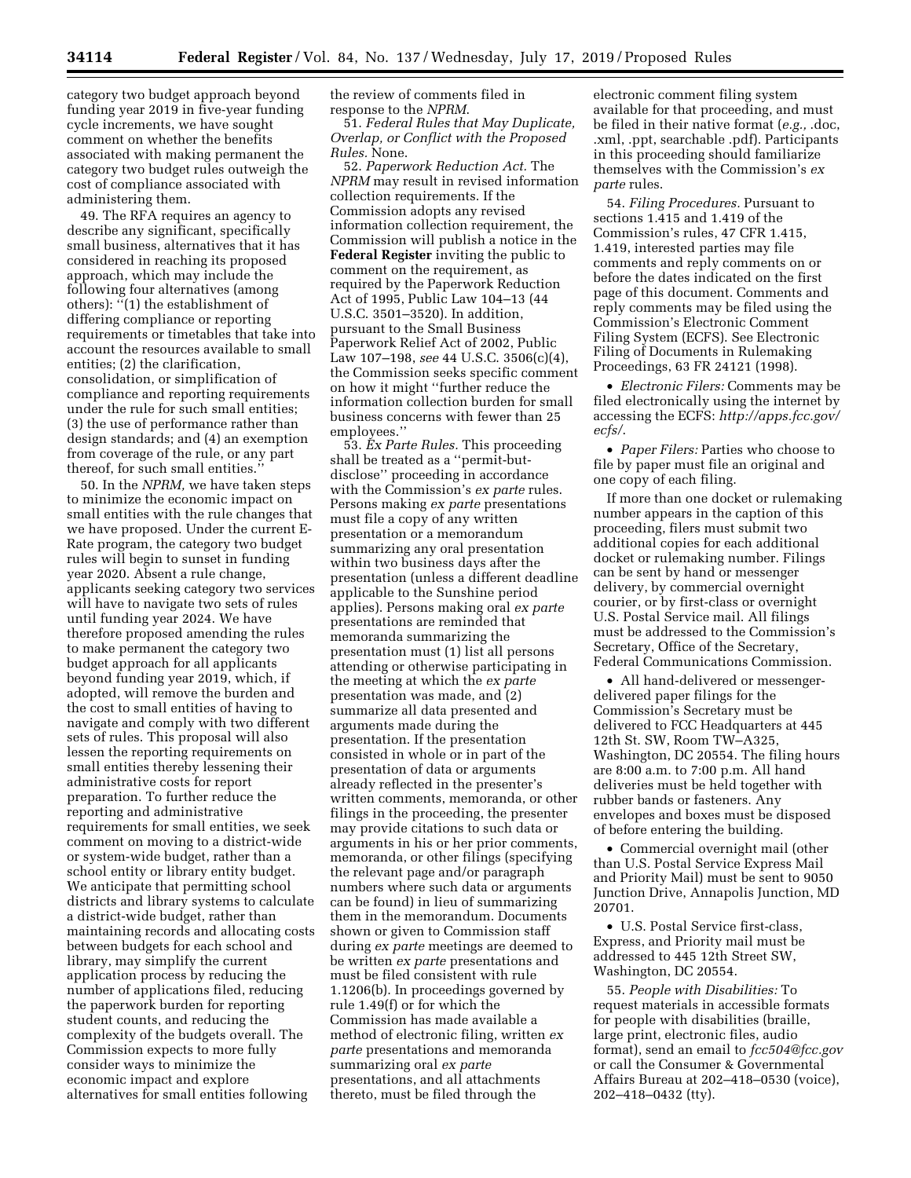category two budget approach beyond funding year 2019 in five-year funding cycle increments, we have sought comment on whether the benefits associated with making permanent the category two budget rules outweigh the cost of compliance associated with administering them.

49. The RFA requires an agency to describe any significant, specifically small business, alternatives that it has considered in reaching its proposed approach, which may include the following four alternatives (among others): ''(1) the establishment of differing compliance or reporting requirements or timetables that take into account the resources available to small entities; (2) the clarification, consolidation, or simplification of compliance and reporting requirements under the rule for such small entities; (3) the use of performance rather than design standards; and (4) an exemption from coverage of the rule, or any part thereof, for such small entities.''

50. In the *NPRM,* we have taken steps to minimize the economic impact on small entities with the rule changes that we have proposed. Under the current E-Rate program, the category two budget rules will begin to sunset in funding year 2020. Absent a rule change, applicants seeking category two services will have to navigate two sets of rules until funding year 2024. We have therefore proposed amending the rules to make permanent the category two budget approach for all applicants beyond funding year 2019, which, if adopted, will remove the burden and the cost to small entities of having to navigate and comply with two different sets of rules. This proposal will also lessen the reporting requirements on small entities thereby lessening their administrative costs for report preparation. To further reduce the reporting and administrative requirements for small entities, we seek comment on moving to a district-wide or system-wide budget, rather than a school entity or library entity budget. We anticipate that permitting school districts and library systems to calculate a district-wide budget, rather than maintaining records and allocating costs between budgets for each school and library, may simplify the current application process by reducing the number of applications filed, reducing the paperwork burden for reporting student counts, and reducing the complexity of the budgets overall. The Commission expects to more fully consider ways to minimize the economic impact and explore alternatives for small entities following the review of comments filed in response to the *NPRM.*

51. *Federal Rules that May Duplicate, Overlap, or Conflict with the Proposed Rules.* None.

52. *Paperwork Reduction Act.* The *NPRM* may result in revised information collection requirements. If the Commission adopts any revised information collection requirement, the Commission will publish a notice in the **Federal Register** inviting the public to comment on the requirement, as required by the Paperwork Reduction Act of 1995, Public Law 104–13 (44 U.S.C. 3501–3520). In addition, pursuant to the Small Business Paperwork Relief Act of 2002, Public Law 107–198, *see* 44 U.S.C. 3506(c)(4), the Commission seeks specific comment on how it might ''further reduce the information collection burden for small business concerns with fewer than 25 employees.''

53. *Ex Parte Rules.* This proceeding shall be treated as a ''permit-but-disclose'' proceeding in accordance with the Commission's *ex parte* rules. Persons making *ex parte* presentations must file a copy of any written presentation or a memorandum summarizing any oral presentation within two business days after the presentation (unless a different deadline applicable to the Sunshine period applies). Persons making oral *ex parte* presentations are reminded that memoranda summarizing the presentation must (1) list all persons attending or otherwise participating in the meeting at which the *ex parte* presentation was made, and (2) summarize all data presented and arguments made during the presentation. If the presentation consisted in whole or in part of the presentation of data or arguments already reflected in the presenter's written comments, memoranda, or other filings in the proceeding, the presenter may provide citations to such data or arguments in his or her prior comments, memoranda, or other filings (specifying the relevant page and/or paragraph numbers where such data or arguments can be found) in lieu of summarizing them in the memorandum. Documents shown or given to Commission staff during *ex parte* meetings are deemed to be written *ex parte* presentations and must be filed consistent with rule 1.1206(b). In proceedings governed by rule 1.49(f) or for which the Commission has made available a method of electronic filing, written *ex parte* presentations and memoranda summarizing oral *ex parte* presentations, and all attachments thereto, must be filed through the electronic comment filing system available for that proceeding, and must be filed in their native format (*e.g.,* .doc, .xml, .ppt, searchable .pdf). Participants in this proceeding should familiarize themselves with the Commission's *ex parte* rules.

54. *Filing Procedures.* Pursuant to sections 1.415 and 1.419 of the Commission's rules, 47 CFR 1.415, 1.419, interested parties may file comments and reply comments on or before the dates indicated on the first page of this document. Comments and reply comments may be filed using the Commission's Electronic Comment Filing System (ECFS). See Electronic Filing of Documents in Rulemaking Proceedings, 63 FR 24121 (1998).

- *Electronic Filers:* Comments may be filed electronically using the internet by accessing the ECFS: *http://apps.fcc.gov/ecfs/.*
- *Paper Filers:* Parties who choose to file by paper must file an original and one copy of each filing.

If more than one docket or rulemaking number appears in the caption of this proceeding, filers must submit two additional copies for each additional docket or rulemaking number. Filings can be sent by hand or messenger delivery, by commercial overnight courier, or by first-class or overnight U.S. Postal Service mail. All filings must be addressed to the Commission's Secretary, Office of the Secretary, Federal Communications Commission.

- All hand-delivered or messenger-delivered paper filings for the Commission's Secretary must be delivered to FCC Headquarters at 445 12th St. SW, Room TW–A325, Washington, DC 20554. The filing hours are 8:00 a.m. to 7:00 p.m. All hand deliveries must be held together with rubber bands or fasteners. Any envelopes and boxes must be disposed of before entering the building.
- Commercial overnight mail (other than U.S. Postal Service Express Mail and Priority Mail) must be sent to 9050 Junction Drive, Annapolis Junction, MD 20701.
- U.S. Postal Service first-class, Express, and Priority mail must be addressed to 445 12th Street SW, Washington, DC 20554.

55. *People with Disabilities:* To request materials in accessible formats for people with disabilities (braille, large print, electronic files, audio format), send an email to *fcc504@fcc.gov* or call the Consumer & Governmental Affairs Bureau at 202–418–0530 (voice), 202–418–0432 (tty).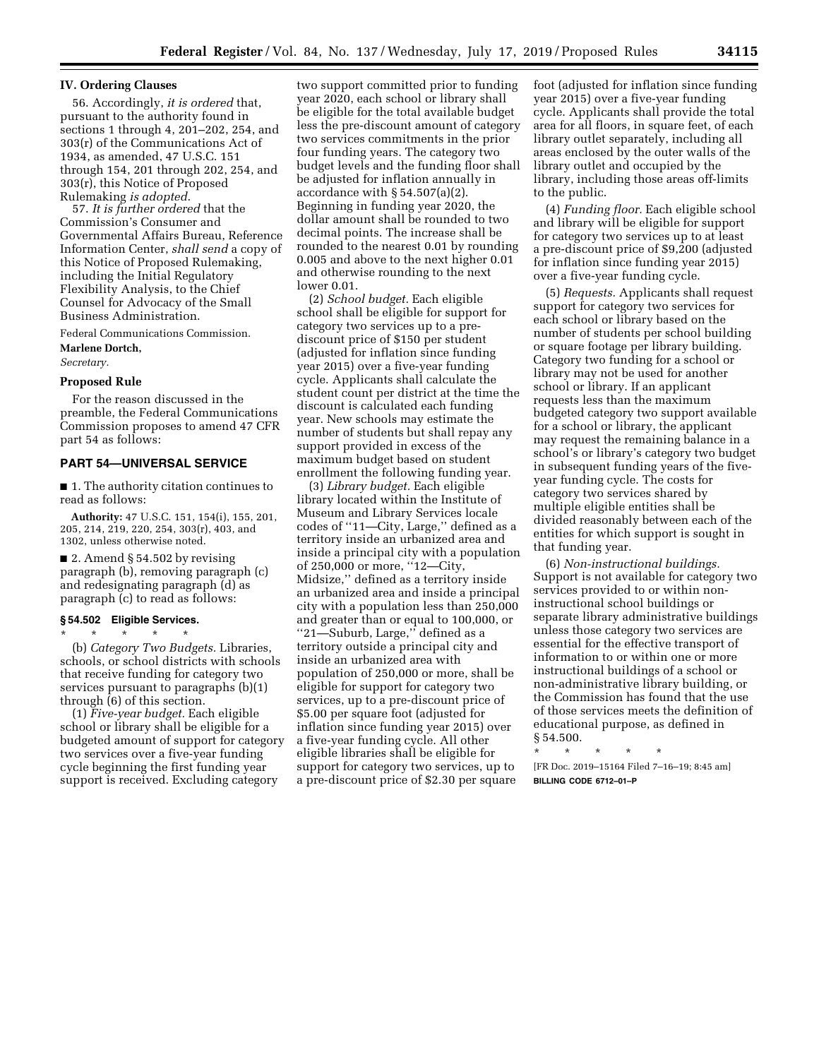## IV. Ordering Clauses

56. Accordingly, *it is ordered* that, pursuant to the authority found in sections 1 through 4, 201–202, 254, and 303(r) of the Communications Act of 1934, as amended, 47 U.S.C. 151 through 154, 201 through 202, 254, and 303(r), this Notice of Proposed Rulemaking *is adopted*.

57. *It is further ordered* that the Commission's Consumer and Governmental Affairs Bureau, Reference Information Center, *shall send* a copy of this Notice of Proposed Rulemaking, including the Initial Regulatory Flexibility Analysis, to the Chief Counsel for Advocacy of the Small Business Administration.

Federal Communications Commission.

**Marlene Dortch,**

*Secretary.*

### Proposed Rule

For the reason discussed in the preamble, the Federal Communications Commission proposes to amend 47 CFR part 54 as follows:

## PART 54—UNIVERSAL SERVICE

■ 1. The authority citation continues to read as follows:

**Authority:** 47 U.S.C. 151, 154(i), 155, 201, 205, 214, 219, 220, 254, 303(r), 403, and 1302, unless otherwise noted.

■ 2. Amend § 54.502 by revising paragraph (b), removing paragraph (c) and redesignating paragraph (d) as paragraph (c) to read as follows:

### § 54.502 Eligible Services.

\* \* \* \* \*

(b) *Category Two Budgets.* Libraries, schools, or school districts with schools that receive funding for category two services pursuant to paragraphs (b)(1) through (6) of this section.

(1) *Five-year budget.* Each eligible school or library shall be eligible for a budgeted amount of support for category two services over a five-year funding cycle beginning the first funding year support is received. Excluding category two support committed prior to funding year 2020, each school or library shall be eligible for the total available budget less the pre-discount amount of category two services commitments in the prior four funding years. The category two budget levels and the funding floor shall be adjusted for inflation annually in accordance with § 54.507(a)(2). Beginning in funding year 2020, the dollar amount shall be rounded to two decimal points. The increase shall be rounded to the nearest 0.01 by rounding 0.005 and above to the next higher 0.01 and otherwise rounding to the next lower 0.01.

(2) *School budget.* Each eligible school shall be eligible for support for category two services up to a pre-discount price of $150 per student (adjusted for inflation since funding year 2015) over a five-year funding cycle. Applicants shall calculate the student count per district at the time the discount is calculated each funding year. New schools may estimate the number of students but shall repay any support provided in excess of the maximum budget based on student enrollment the following funding year.

(3) *Library budget.* Each eligible library located within the Institute of Museum and Library Services locale codes of "11—City, Large," defined as a territory inside an urbanized area and inside a principal city with a population of 250,000 or more, "12—City, Midsize," defined as a territory inside an urbanized area and inside a principal city with a population less than 250,000 and greater than or equal to 100,000, or "21—Suburb, Large," defined as a territory outside a principal city and inside an urbanized area with population of 250,000 or more, shall be eligible for support for category two services, up to a pre-discount price of $5.00 per square foot (adjusted for inflation since funding year 2015) over a five-year funding cycle. All other eligible libraries shall be eligible for support for category two services, up to a pre-discount price of $2.30 per square foot (adjusted for inflation since funding year 2015) over a five-year funding cycle. Applicants shall provide the total area for all floors, in square feet, of each library outlet separately, including all areas enclosed by the outer walls of the library outlet and occupied by the library, including those areas off-limits to the public.

(4) *Funding floor.* Each eligible school and library will be eligible for support for category two services up to at least a pre-discount price of $9,200 (adjusted for inflation since funding year 2015) over a five-year funding cycle.

(5) *Requests.* Applicants shall request support for category two services for each school or library based on the number of students per school building or square footage per library building. Category two funding for a school or library may not be used for another school or library. If an applicant requests less than the maximum budgeted category two support available for a school or library, the applicant may request the remaining balance in a school's or library's category two budget in subsequent funding years of the five-year funding cycle. The costs for category two services shared by multiple eligible entities shall be divided reasonably between each of the entities for which support is sought in that funding year.

(6) *Non-instructional buildings.* Support is not available for category two services provided to or within non-instructional school buildings or separate library administrative buildings unless those category two services are essential for the effective transport of information to or within one or more instructional buildings of a school or non-administrative library building, or the Commission has found that the use of those services meets the definition of educational purpose, as defined in § 54.500.

\* \* \* \* \*

[FR Doc. 2019–15164 Filed 7–16–19; 8:45 am]

**BILLING CODE 6712–01–P**